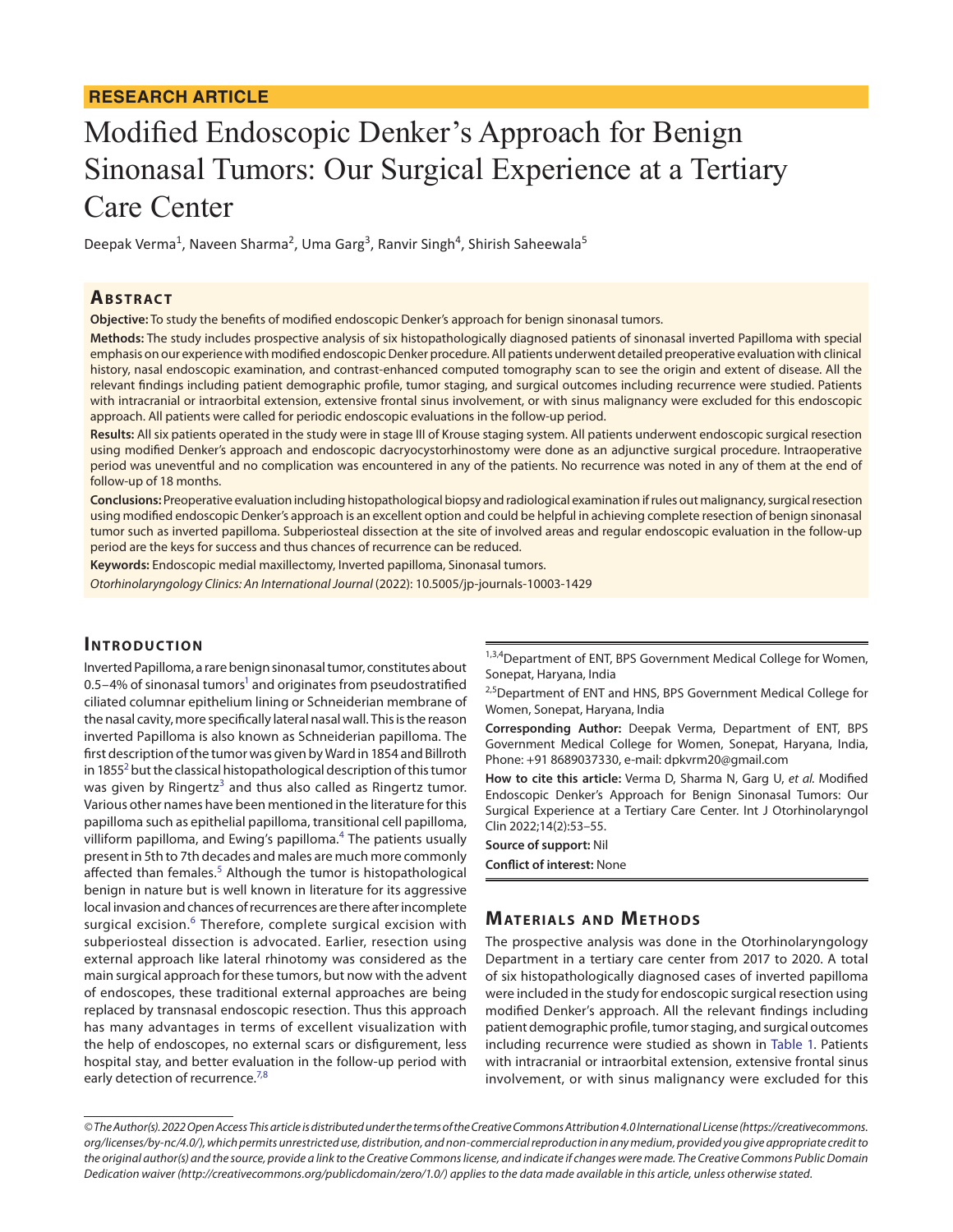**RESEARCH ARTICLE**

# Modified Endoscopic Denker's Approach for Benign Sinonasal Tumors: Our Surgical Experience at a Tertiary Care Center

Deepak Verma[1], Naveen Sharma[2], Uma Garg[3], Ranvir Singh[4], Shirish Saheewala[5]

## Abstract

**Objective:** To study the benefits of modified endoscopic Denker's approach for benign sinonasal tumors.

**Methods:** The study includes prospective analysis of six histopathologically diagnosed patients of sinonasal inverted Papilloma with special emphasis on our experience with modified endoscopic Denker procedure. All patients underwent detailed preoperative evaluation with clinical history, nasal endoscopic examination, and contrast-enhanced computed tomography scan to see the origin and extent of disease. All the relevant findings including patient demographic profile, tumor staging, and surgical outcomes including recurrence were studied. Patients with intracranial or intraorbital extension, extensive frontal sinus involvement, or with sinus malignancy were excluded for this endoscopic approach. All patients were called for periodic endoscopic evaluations in the follow-up period.

**Results:** All six patients operated in the study were in stage III of Krouse staging system. All patients underwent endoscopic surgical resection using modified Denker's approach and endoscopic dacryocystorhinostomy were done as an adjunctive surgical procedure. Intraoperative period was uneventful and no complication was encountered in any of the patients. No recurrence was noted in any of them at the end of follow-up of 18 months.

**Conclusions:** Preoperative evaluation including histopathological biopsy and radiological examination if rules out malignancy, surgical resection using modified endoscopic Denker's approach is an excellent option and could be helpful in achieving complete resection of benign sinonasal tumor such as inverted papilloma. Subperiosteal dissection at the site of involved areas and regular endoscopic evaluation in the follow-up period are the keys for success and thus chances of recurrence can be reduced.

**Keywords:** Endoscopic medial maxillectomy, Inverted papilloma, Sinonasal tumors.

*Otorhinolaryngology Clinics: An International Journal* (2022): 10.5005/jp-journals-10003-1429

## Introduction

Inverted Papilloma, a rare benign sinonasal tumor, constitutes about 0.5–4% of sinonasal tumors[1] and originates from pseudostratified ciliated columnar epithelium lining or Schneiderian membrane of the nasal cavity, more specifically lateral nasal wall. This is the reason inverted Papilloma is also known as Schneiderian papilloma. The first description of the tumor was given by Ward in 1854 and Billroth in 1855[2] but the classical histopathological description of this tumor was given by Ringertz[3] and thus also called as Ringertz tumor. Various other names have been mentioned in the literature for this papilloma such as epithelial papilloma, transitional cell papilloma, villiform papilloma, and Ewing's papilloma.[4] The patients usually present in 5th to 7th decades and males are much more commonly affected than females.[5] Although the tumor is histopathological benign in nature but is well known in literature for its aggressive local invasion and chances of recurrences are there after incomplete surgical excision.[6] Therefore, complete surgical excision with subperiosteal dissection is advocated. Earlier, resection using external approach like lateral rhinotomy was considered as the main surgical approach for these tumors, but now with the advent of endoscopes, these traditional external approaches are being replaced by transnasal endoscopic resection. Thus this approach has many advantages in terms of excellent visualization with the help of endoscopes, no external scars or disfigurement, less hospital stay, and better evaluation in the follow-up period with early detection of recurrence.[7,8]

[1,3,4]Department of ENT, BPS Government Medical College for Women, Sonepat, Haryana, India

[2,5]Department of ENT and HNS, BPS Government Medical College for Women, Sonepat, Haryana, India

**Corresponding Author:** Deepak Verma, Department of ENT, BPS Government Medical College for Women, Sonepat, Haryana, India, Phone: +91 8689037330, e-mail: dpkvrm20@gmail.com

**How to cite this article:** Verma D, Sharma N, Garg U, *et al*. Modified Endoscopic Denker's Approach for Benign Sinonasal Tumors: Our Surgical Experience at a Tertiary Care Center. Int J Otorhinolaryngol Clin 2022;14(2):53–55.

**Source of support:** Nil

**Conflict of interest:** None

## Materials and Methods

The prospective analysis was done in the Otorhinolaryngology Department in a tertiary care center from 2017 to 2020. A total of six histopathologically diagnosed cases of inverted papilloma were included in the study for endoscopic surgical resection using modified Denker's approach. All the relevant findings including patient demographic profile, tumor staging, and surgical outcomes including recurrence were studied as shown in Table 1. Patients with intracranial or intraorbital extension, extensive frontal sinus involvement, or with sinus malignancy were excluded for this

*© The Author(s). 2022 Open Access This article is distributed under the terms of the Creative Commons Attribution 4.0 International License (https://creativecommons.org/licenses/by-nc/4.0/), which permits unrestricted use, distribution, and non-commercial reproduction in any medium, provided you give appropriate credit to the original author(s) and the source, provide a link to the Creative Commons license, and indicate if changes were made. The Creative Commons Public Domain Dedication waiver (http://creativecommons.org/publicdomain/zero/1.0/) applies to the data made available in this article, unless otherwise stated.*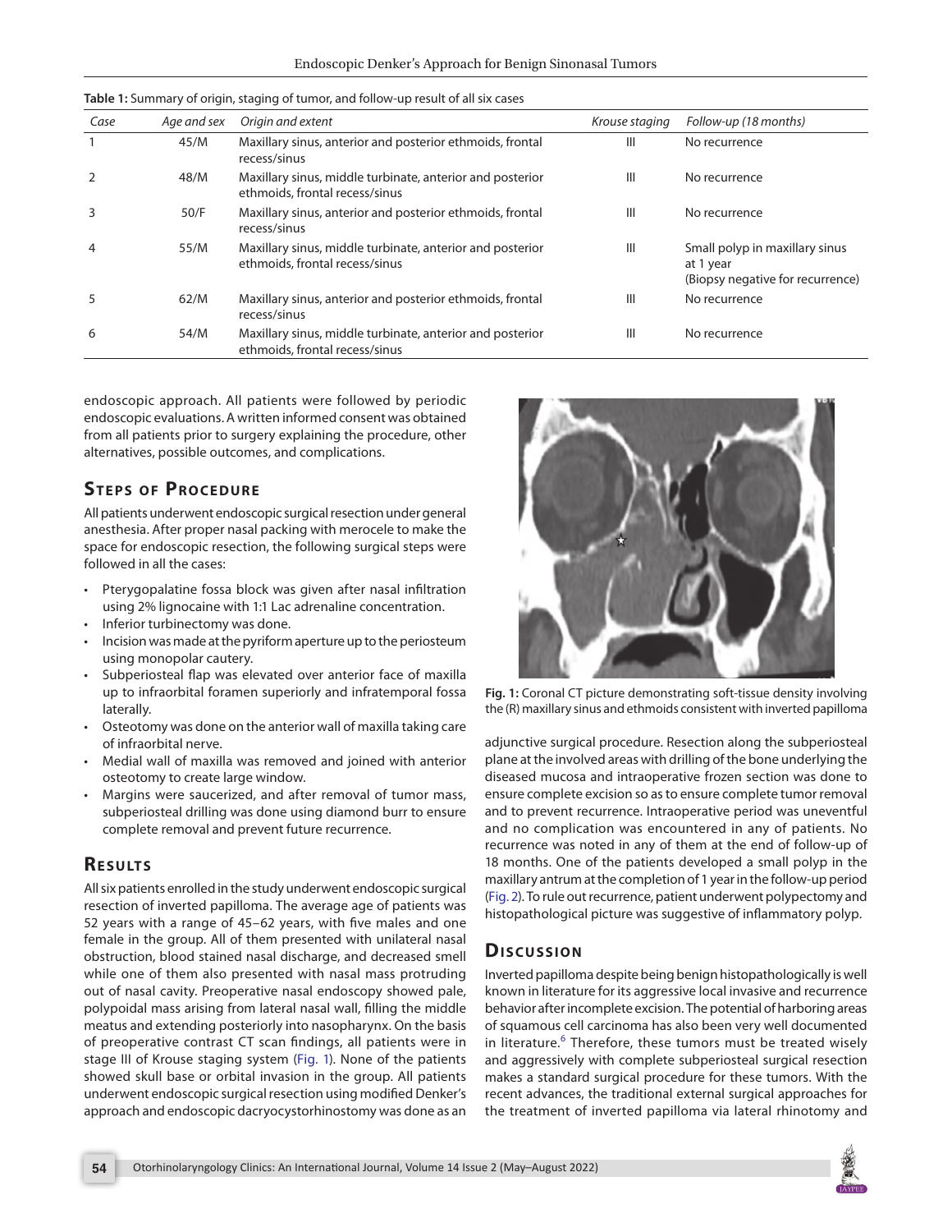**Table 1:** Summary of origin, staging of tumor, and follow-up result of all six cases

| Case | Age and sex | Origin and extent | Krouse staging | Follow-up (18 months) |
|---|---|---|---|---|
| 1 | 45/M | Maxillary sinus, anterior and posterior ethmoids, frontal recess/sinus | III | No recurrence |
| 2 | 48/M | Maxillary sinus, middle turbinate, anterior and posterior ethmoids, frontal recess/sinus | III | No recurrence |
| 3 | 50/F | Maxillary sinus, anterior and posterior ethmoids, frontal recess/sinus | III | No recurrence |
| 4 | 55/M | Maxillary sinus, middle turbinate, anterior and posterior ethmoids, frontal recess/sinus | III | Small polyp in maxillary sinus at 1 year (Biopsy negative for recurrence) |
| 5 | 62/M | Maxillary sinus, anterior and posterior ethmoids, frontal recess/sinus | III | No recurrence |
| 6 | 54/M | Maxillary sinus, middle turbinate, anterior and posterior ethmoids, frontal recess/sinus | III | No recurrence |

endoscopic approach. All patients were followed by periodic endoscopic evaluations. A written informed consent was obtained from all patients prior to surgery explaining the procedure, other alternatives, possible outcomes, and complications.

## Steps of Procedure

All patients underwent endoscopic surgical resection under general anesthesia. After proper nasal packing with merocele to make the space for endoscopic resection, the following surgical steps were followed in all the cases:

- Pterygopalatine fossa block was given after nasal infiltration using 2% lignocaine with 1:1 Lac adrenaline concentration.
- Inferior turbinectomy was done.
- Incision was made at the pyriform aperture up to the periosteum using monopolar cautery.
- Subperiosteal flap was elevated over anterior face of maxilla up to infraorbital foramen superiorly and infratemporal fossa laterally.
- Osteotomy was done on the anterior wall of maxilla taking care of infraorbital nerve.
- Medial wall of maxilla was removed and joined with anterior osteotomy to create large window.
- Margins were saucerized, and after removal of tumor mass, subperiosteal drilling was done using diamond burr to ensure complete removal and prevent future recurrence.

## Results

All six patients enrolled in the study underwent endoscopic surgical resection of inverted papilloma. The average age of patients was 52 years with a range of 45–62 years, with five males and one female in the group. All of them presented with unilateral nasal obstruction, blood stained nasal discharge, and decreased smell while one of them also presented with nasal mass protruding out of nasal cavity. Preoperative nasal endoscopy showed pale, polypoidal mass arising from lateral nasal wall, filling the middle meatus and extending posteriorly into nasopharynx. On the basis of preoperative contrast CT scan findings, all patients were in stage III of Krouse staging system (Fig. 1). None of the patients showed skull base or orbital invasion in the group. All patients underwent endoscopic surgical resection using modified Denker's approach and endoscopic dacryocystorhinostomy was done as an adjunctive surgical procedure. Resection along the subperiosteal plane at the involved areas with drilling of the bone underlying the diseased mucosa and intraoperative frozen section was done to ensure complete excision so as to ensure complete tumor removal and to prevent recurrence. Intraoperative period was uneventful and no complication was encountered in any of patients. No recurrence was noted in any of them at the end of follow-up of 18 months. One of the patients developed a small polyp in the maxillary antrum at the completion of 1 year in the follow-up period (Fig. 2). To rule out recurrence, patient underwent polypectomy and histopathological picture was suggestive of inflammatory polyp.

**Fig. 1:** Coronal CT picture demonstrating soft-tissue density involving the (R) maxillary sinus and ethmoids consistent with inverted papilloma

## Discussion

Inverted papilloma despite being benign histopathologically is well known in literature for its aggressive local invasive and recurrence behavior after incomplete excision. The potential of harboring areas of squamous cell carcinoma has also been very well documented in literature.[6] Therefore, these tumors must be treated wisely and aggressively with complete subperiosteal surgical resection makes a standard surgical procedure for these tumors. With the recent advances, the traditional external surgical approaches for the treatment of inverted papilloma via lateral rhinotomy and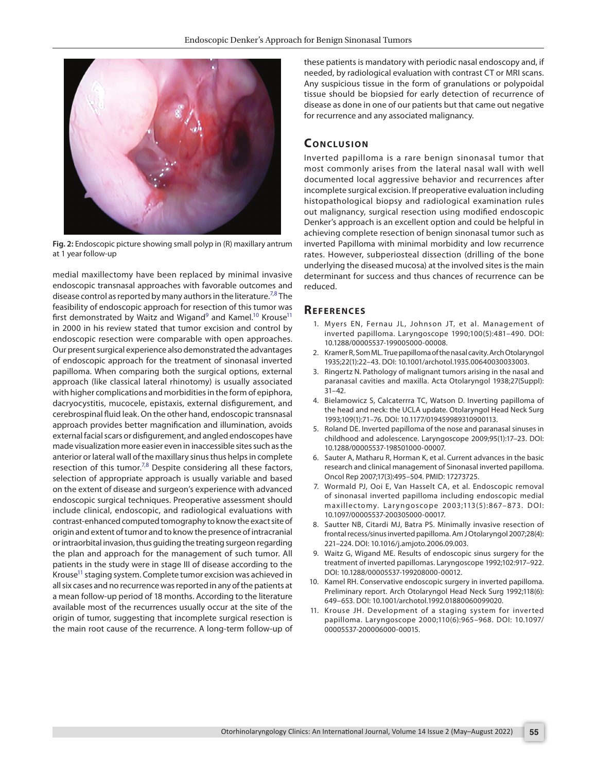Fig. 2: Endoscopic picture showing small polyp in (R) maxillary antrum at 1 year follow-up

medial maxillectomy have been replaced by minimal invasive endoscopic transnasal approaches with favorable outcomes and disease control as reported by many authors in the literature.[7,8] The feasibility of endoscopic approach for resection of this tumor was first demonstrated by Waitz and Wigand[9] and Kamel.[10] Krouse[11] in 2000 in his review stated that tumor excision and control by endoscopic resection were comparable with open approaches. Our present surgical experience also demonstrated the advantages of endoscopic approach for the treatment of sinonasal inverted papilloma. When comparing both the surgical options, external approach (like classical lateral rhinotomy) is usually associated with higher complications and morbidities in the form of epiphora, dacryocystitis, mucocele, epistaxis, external disfigurement, and cerebrospinal fluid leak. On the other hand, endoscopic transnasal approach provides better magnification and illumination, avoids external facial scars or disfigurement, and angled endoscopes have made visualization more easier even in inaccessible sites such as the anterior or lateral wall of the maxillary sinus thus helps in complete resection of this tumor.[7,8] Despite considering all these factors, selection of appropriate approach is usually variable and based on the extent of disease and surgeon's experience with advanced endoscopic surgical techniques. Preoperative assessment should include clinical, endoscopic, and radiological evaluations with contrast-enhanced computed tomography to know the exact site of origin and extent of tumor and to know the presence of intracranial or intraorbital invasion, thus guiding the treating surgeon regarding the plan and approach for the management of such tumor. All patients in the study were in stage III of disease according to the Krouse[11] staging system. Complete tumor excision was achieved in all six cases and no recurrence was reported in any of the patients at a mean follow-up period of 18 months. According to the literature available most of the recurrences usually occur at the site of the origin of tumor, suggesting that incomplete surgical resection is the main root cause of the recurrence. A long-term follow-up of these patients is mandatory with periodic nasal endoscopy and, if needed, by radiological evaluation with contrast CT or MRI scans. Any suspicious tissue in the form of granulations or polypoidal tissue should be biopsied for early detection of recurrence of disease as done in one of our patients but that came out negative for recurrence and any associated malignancy.

## Conclusion

Inverted papilloma is a rare benign sinonasal tumor that most commonly arises from the lateral nasal wall with well documented local aggressive behavior and recurrences after incomplete surgical excision. If preoperative evaluation including histopathological biopsy and radiological examination rules out malignancy, surgical resection using modified endoscopic Denker's approach is an excellent option and could be helpful in achieving complete resection of benign sinonasal tumor such as inverted Papilloma with minimal morbidity and low recurrence rates. However, subperiosteal dissection (drilling of the bone underlying the diseased mucosa) at the involved sites is the main determinant for success and thus chances of recurrence can be reduced.

## References

1. Myers EN, Fernau JL, Johnson JT, et al. Management of inverted papilloma. Laryngoscope 1990;100(5):481–490. DOI: 10.1288/00005537-199005000-00008.
2. Kramer R, Som ML. True papilloma of the nasal cavity. Arch Otolaryngol 1935;22(1):22–43. DOI: 10.1001/archotol.1935.00640030033003.
3. Ringertz N. Pathology of malignant tumors arising in the nasal and paranasal cavities and maxilla. Acta Otolaryngol 1938;27(Suppl): 31–42.
4. Bielamowicz S, Calcaterrra TC, Watson D. Inverting papilloma of the head and neck: the UCLA update. Otolaryngol Head Neck Surg 1993;109(1):71–76. DOI: 10.1177/019459989310900113.
5. Roland DE. Inverted papilloma of the nose and paranasal sinuses in childhood and adolescence. Laryngoscope 2009;95(1):17–23. DOI: 10.1288/00005537-198501000-00007.
6. Sauter A, Matharu R, Horman K, et al. Current advances in the basic research and clinical management of Sinonasal inverted papilloma. Oncol Rep 2007;17(3):495–504. PMID: 17273725.
7. Wormald PJ, Ooi E, Van Hasselt CA, et al. Endoscopic removal of sinonasal inverted papilloma including endoscopic medial maxillectomy. Laryngoscope 2003;113(5):867–873. DOI: 10.1097/00005537-200305000-00017.
8. Sautter NB, Citardi MJ, Batra PS. Minimally invasive resection of frontal recess/sinus inverted papilloma. Am J Otolaryngol 2007;28(4): 221–224. DOI: 10.1016/j.amjoto.2006.09.003.
9. Waitz G, Wigand ME. Results of endoscopic sinus surgery for the treatment of inverted papillomas. Laryngoscope 1992;102:917–922. DOI: 10.1288/00005537-199208000-00012.
10. Kamel RH. Conservative endoscopic surgery in inverted papilloma. Preliminary report. Arch Otolaryngol Head Neck Surg 1992;118(6): 649–653. DOI: 10.1001/archotol.1992.01880060099020.
11. Krouse JH. Development of a staging system for inverted papilloma. Laryngoscope 2000;110(6):965–968. DOI: 10.1097/00005537-200006000-00015.